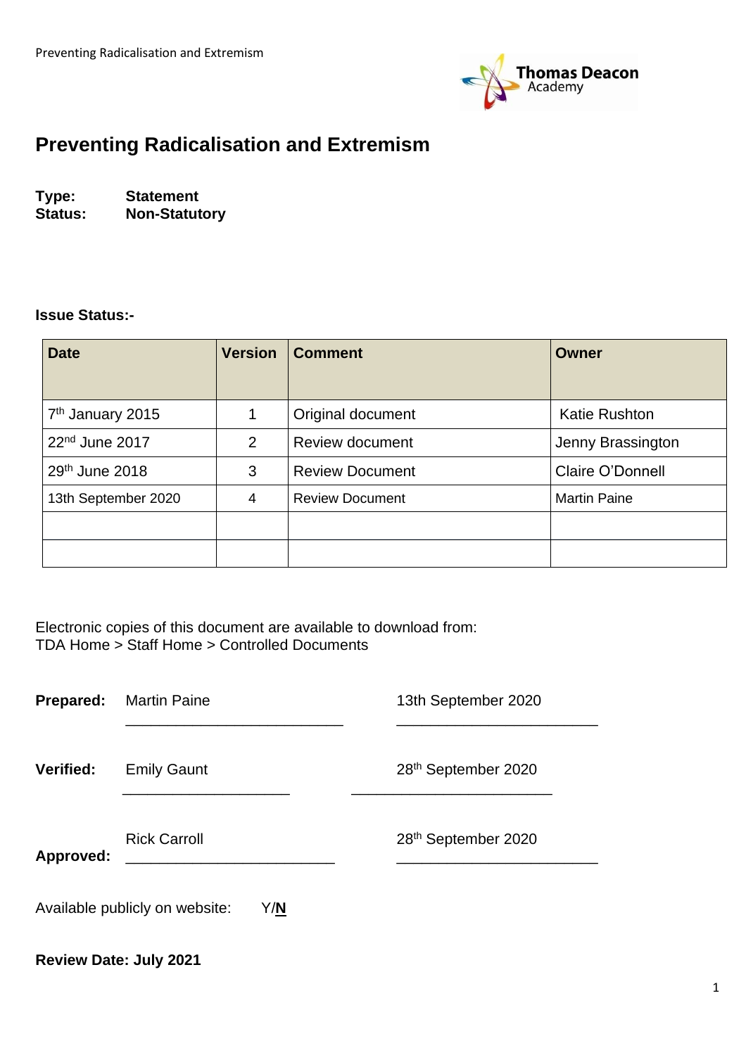# Preventing Radicalisation and Extremism

**Type:** **Statement**
**Status:** **Non-Statutory**

**Issue Status:-**

| Date | Version | Comment | Owner |
|---|---|---|---|
| 7th January 2015 | 1 | Original document | Katie Rushton |
| 22nd June 2017 | 2 | Review document | Jenny Brassington |
| 29th June 2018 | 3 | Review Document | Claire O'Donnell |
| 13th September 2020 | 4 | Review Document | Martin Paine |
| | | | |
| | | | |

Electronic copies of this document are available to download from:
TDA Home > Staff Home > Controlled Documents

**Prepared:** Martin Paine ______________________ 13th September 2020 ______________________

**Verified:** Emily Gaunt ______________________ 28th September 2020 ______________________

**Approved:** Rick Carroll ______________________ 28th September 2020 ______________________

Available publicly on website: Y/**N**

**Review Date: July 2021**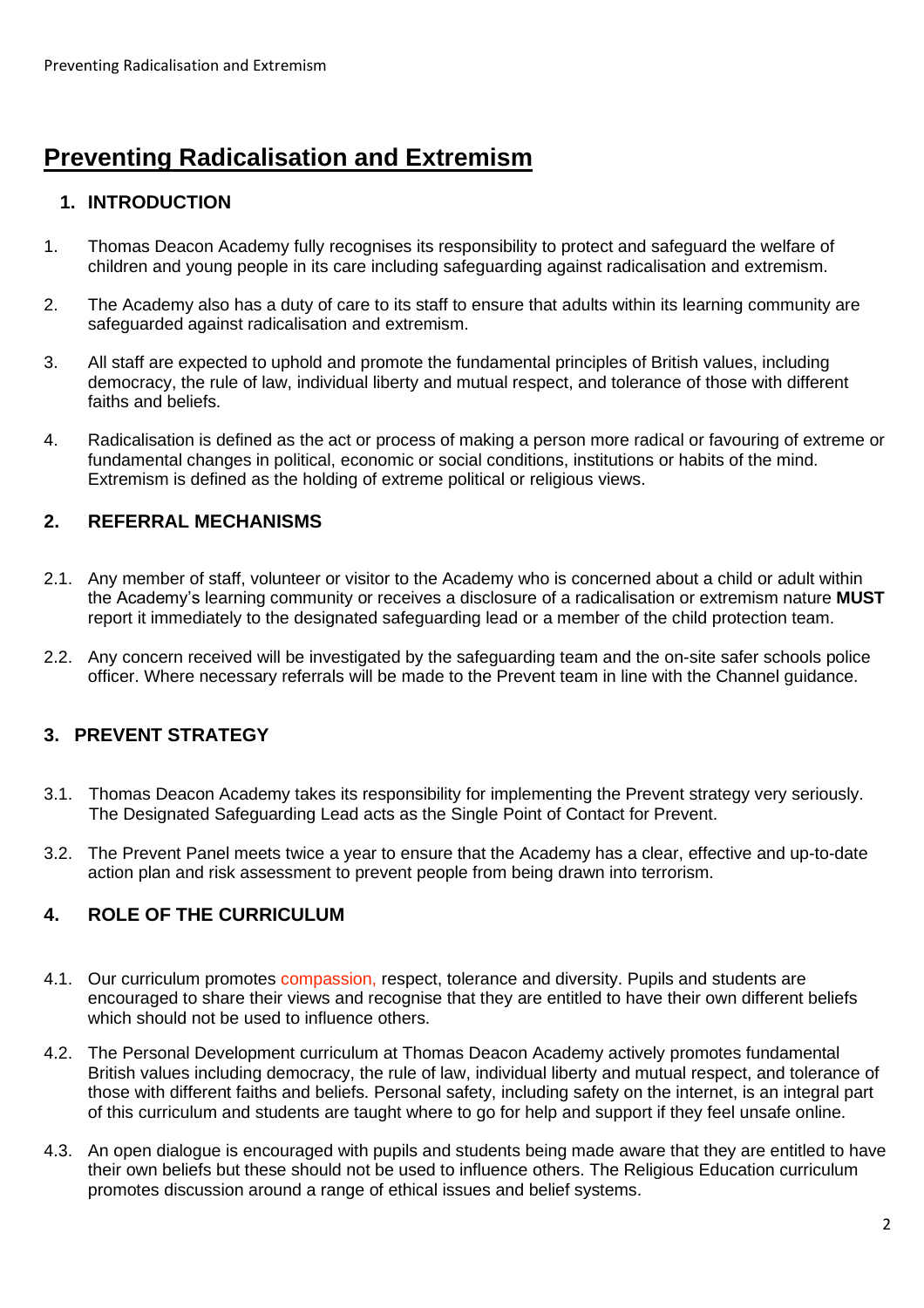# Preventing Radicalisation and Extremism

## 1. INTRODUCTION

1. Thomas Deacon Academy fully recognises its responsibility to protect and safeguard the welfare of children and young people in its care including safeguarding against radicalisation and extremism.

2. The Academy also has a duty of care to its staff to ensure that adults within its learning community are safeguarded against radicalisation and extremism.

3. All staff are expected to uphold and promote the fundamental principles of British values, including democracy, the rule of law, individual liberty and mutual respect, and tolerance of those with different faiths and beliefs.

4. Radicalisation is defined as the act or process of making a person more radical or favouring of extreme or fundamental changes in political, economic or social conditions, institutions or habits of the mind. Extremism is defined as the holding of extreme political or religious views.

## 2. REFERRAL MECHANISMS

2.1. Any member of staff, volunteer or visitor to the Academy who is concerned about a child or adult within the Academy's learning community or receives a disclosure of a radicalisation or extremism nature **MUST** report it immediately to the designated safeguarding lead or a member of the child protection team.

2.2. Any concern received will be investigated by the safeguarding team and the on-site safer schools police officer. Where necessary referrals will be made to the Prevent team in line with the Channel guidance.

## 3. PREVENT STRATEGY

3.1. Thomas Deacon Academy takes its responsibility for implementing the Prevent strategy very seriously. The Designated Safeguarding Lead acts as the Single Point of Contact for Prevent.

3.2. The Prevent Panel meets twice a year to ensure that the Academy has a clear, effective and up-to-date action plan and risk assessment to prevent people from being drawn into terrorism.

## 4. ROLE OF THE CURRICULUM

4.1. Our curriculum promotes compassion, respect, tolerance and diversity. Pupils and students are encouraged to share their views and recognise that they are entitled to have their own different beliefs which should not be used to influence others.

4.2. The Personal Development curriculum at Thomas Deacon Academy actively promotes fundamental British values including democracy, the rule of law, individual liberty and mutual respect, and tolerance of those with different faiths and beliefs. Personal safety, including safety on the internet, is an integral part of this curriculum and students are taught where to go for help and support if they feel unsafe online.

4.3. An open dialogue is encouraged with pupils and students being made aware that they are entitled to have their own beliefs but these should not be used to influence others. The Religious Education curriculum promotes discussion around a range of ethical issues and belief systems.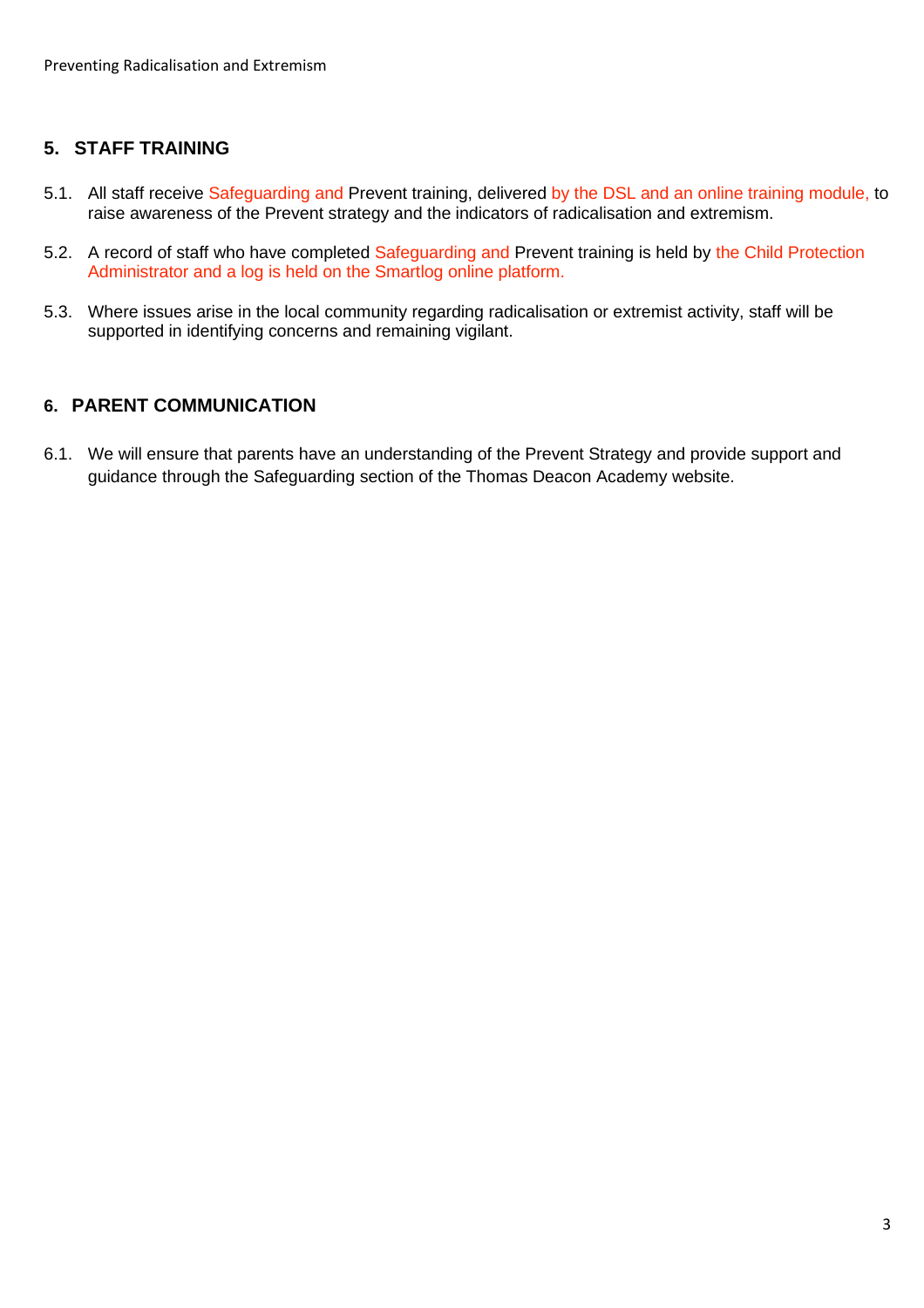## 5. STAFF TRAINING

5.1. All staff receive Safeguarding and Prevent training, delivered by the DSL and an online training module, to raise awareness of the Prevent strategy and the indicators of radicalisation and extremism.

5.2. A record of staff who have completed Safeguarding and Prevent training is held by the Child Protection Administrator and a log is held on the Smartlog online platform.

5.3. Where issues arise in the local community regarding radicalisation or extremist activity, staff will be supported in identifying concerns and remaining vigilant.

## 6. PARENT COMMUNICATION

6.1. We will ensure that parents have an understanding of the Prevent Strategy and provide support and guidance through the Safeguarding section of the Thomas Deacon Academy website.